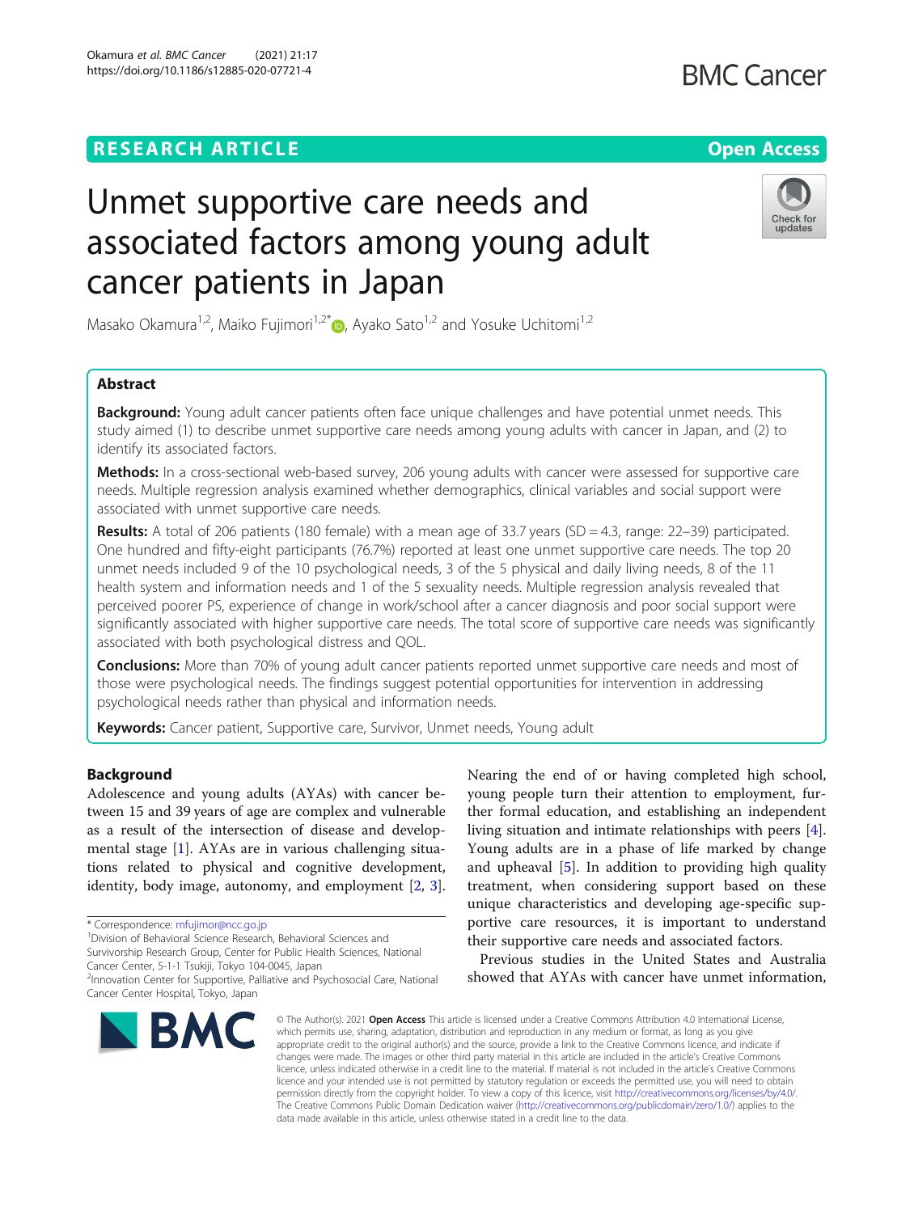RESEARCH ARTICLE

Open Access

# Unmet supportive care needs and associated factors among young adult cancer patients in Japan

Masako Okamura[1,2], Maiko Fujimori[1,2*], Ayako Sato[1,2] and Yosuke Uchitomi[1,2]

## Abstract

**Background:** Young adult cancer patients often face unique challenges and have potential unmet needs. This study aimed (1) to describe unmet supportive care needs among young adults with cancer in Japan, and (2) to identify its associated factors.

**Methods:** In a cross-sectional web-based survey, 206 young adults with cancer were assessed for supportive care needs. Multiple regression analysis examined whether demographics, clinical variables and social support were associated with unmet supportive care needs.

**Results:** A total of 206 patients (180 female) with a mean age of 33.7 years (SD = 4.3, range: 22–39) participated. One hundred and fifty-eight participants (76.7%) reported at least one unmet supportive care needs. The top 20 unmet needs included 9 of the 10 psychological needs, 3 of the 5 physical and daily living needs, 8 of the 11 health system and information needs and 1 of the 5 sexuality needs. Multiple regression analysis revealed that perceived poorer PS, experience of change in work/school after a cancer diagnosis and poor social support were significantly associated with higher supportive care needs. The total score of supportive care needs was significantly associated with both psychological distress and QOL.

**Conclusions:** More than 70% of young adult cancer patients reported unmet supportive care needs and most of those were psychological needs. The findings suggest potential opportunities for intervention in addressing psychological needs rather than physical and information needs.

**Keywords:** Cancer patient, Supportive care, Survivor, Unmet needs, Young adult

## Background

Adolescence and young adults (AYAs) with cancer between 15 and 39 years of age are complex and vulnerable as a result of the intersection of disease and developmental stage [1]. AYAs are in various challenging situations related to physical and cognitive development, identity, body image, autonomy, and employment [2, 3].

Nearing the end of or having completed high school, young people turn their attention to employment, further formal education, and establishing an independent living situation and intimate relationships with peers [4]. Young adults are in a phase of life marked by change and upheaval [5]. In addition to providing high quality treatment, when considering support based on these unique characteristics and developing age-specific supportive care resources, it is important to understand their supportive care needs and associated factors.

Previous studies in the United States and Australia showed that AYAs with cancer have unmet information,

\* Correspondence: mfujimor@ncc.go.jp

[1]Division of Behavioral Science Research, Behavioral Sciences and Survivorship Research Group, Center for Public Health Sciences, National Cancer Center, 5-1-1 Tsukiji, Tokyo 104-0045, Japan

[2]Innovation Center for Supportive, Palliative and Psychosocial Care, National Cancer Center Hospital, Tokyo, Japan

© The Author(s). 2021 **Open Access** This article is licensed under a Creative Commons Attribution 4.0 International License, which permits use, sharing, adaptation, distribution and reproduction in any medium or format, as long as you give appropriate credit to the original author(s) and the source, provide a link to the Creative Commons licence, and indicate if changes were made. The images or other third party material in this article are included in the article's Creative Commons licence, unless indicated otherwise in a credit line to the material. If material is not included in the article's Creative Commons licence and your intended use is not permitted by statutory regulation or exceeds the permitted use, you will need to obtain permission directly from the copyright holder. To view a copy of this licence, visit http://creativecommons.org/licenses/by/4.0/. The Creative Commons Public Domain Dedication waiver (http://creativecommons.org/publicdomain/zero/1.0/) applies to the data made available in this article, unless otherwise stated in a credit line to the data.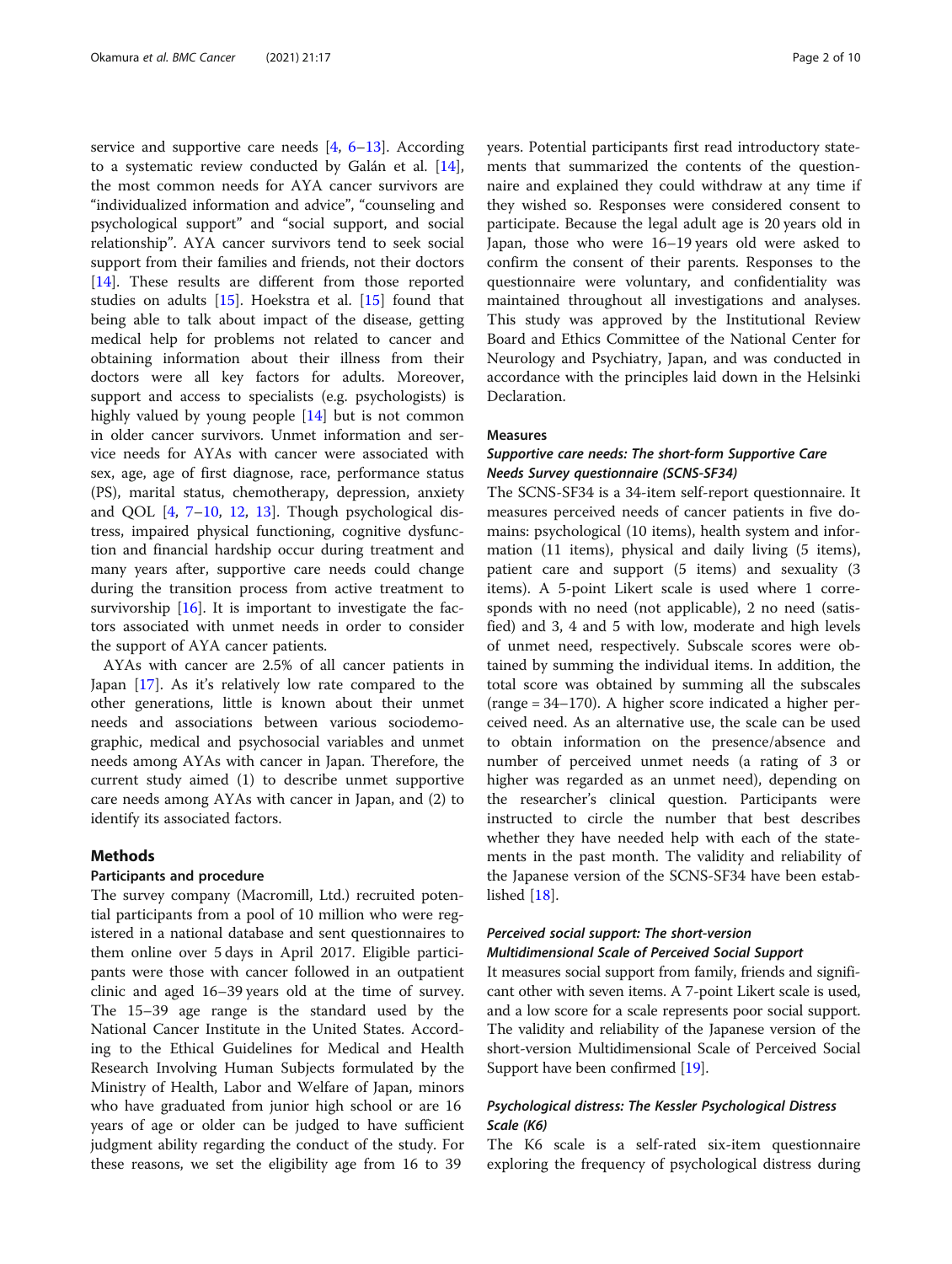service and supportive care needs [4, 6–13]. According to a systematic review conducted by Galán et al. [14], the most common needs for AYA cancer survivors are "individualized information and advice", "counseling and psychological support" and "social support, and social relationship". AYA cancer survivors tend to seek social support from their families and friends, not their doctors [14]. These results are different from those reported studies on adults [15]. Hoekstra et al. [15] found that being able to talk about impact of the disease, getting medical help for problems not related to cancer and obtaining information about their illness from their doctors were all key factors for adults. Moreover, support and access to specialists (e.g. psychologists) is highly valued by young people [14] but is not common in older cancer survivors. Unmet information and service needs for AYAs with cancer were associated with sex, age, age of first diagnose, race, performance status (PS), marital status, chemotherapy, depression, anxiety and QOL [4, 7–10, 12, 13]. Though psychological distress, impaired physical functioning, cognitive dysfunction and financial hardship occur during treatment and many years after, supportive care needs could change during the transition process from active treatment to survivorship [16]. It is important to investigate the factors associated with unmet needs in order to consider the support of AYA cancer patients.

AYAs with cancer are 2.5% of all cancer patients in Japan [17]. As it's relatively low rate compared to the other generations, little is known about their unmet needs and associations between various sociodemographic, medical and psychosocial variables and unmet needs among AYAs with cancer in Japan. Therefore, the current study aimed (1) to describe unmet supportive care needs among AYAs with cancer in Japan, and (2) to identify its associated factors.

## Methods

### Participants and procedure

The survey company (Macromill, Ltd.) recruited potential participants from a pool of 10 million who were registered in a national database and sent questionnaires to them online over 5 days in April 2017. Eligible participants were those with cancer followed in an outpatient clinic and aged 16–39 years old at the time of survey. The 15–39 age range is the standard used by the National Cancer Institute in the United States. According to the Ethical Guidelines for Medical and Health Research Involving Human Subjects formulated by the Ministry of Health, Labor and Welfare of Japan, minors who have graduated from junior high school or are 16 years of age or older can be judged to have sufficient judgment ability regarding the conduct of the study. For these reasons, we set the eligibility age from 16 to 39 years. Potential participants first read introductory statements that summarized the contents of the questionnaire and explained they could withdraw at any time if they wished so. Responses were considered consent to participate. Because the legal adult age is 20 years old in Japan, those who were 16–19 years old were asked to confirm the consent of their parents. Responses to the questionnaire were voluntary, and confidentiality was maintained throughout all investigations and analyses. This study was approved by the Institutional Review Board and Ethics Committee of the National Center for Neurology and Psychiatry, Japan, and was conducted in accordance with the principles laid down in the Helsinki Declaration.

### Measures

#### *Supportive care needs: The short-form Supportive Care Needs Survey questionnaire (SCNS-SF34)*

The SCNS-SF34 is a 34-item self-report questionnaire. It measures perceived needs of cancer patients in five domains: psychological (10 items), health system and information (11 items), physical and daily living (5 items), patient care and support (5 items) and sexuality (3 items). A 5-point Likert scale is used where 1 corresponds with no need (not applicable), 2 no need (satisfied) and 3, 4 and 5 with low, moderate and high levels of unmet need, respectively. Subscale scores were obtained by summing the individual items. In addition, the total score was obtained by summing all the subscales (range = 34–170). A higher score indicated a higher perceived need. As an alternative use, the scale can be used to obtain information on the presence/absence and number of perceived unmet needs (a rating of 3 or higher was regarded as an unmet need), depending on the researcher's clinical question. Participants were instructed to circle the number that best describes whether they have needed help with each of the statements in the past month. The validity and reliability of the Japanese version of the SCNS-SF34 have been established [18].

#### *Perceived social support: The short-version Multidimensional Scale of Perceived Social Support*

It measures social support from family, friends and significant other with seven items. A 7-point Likert scale is used, and a low score for a scale represents poor social support. The validity and reliability of the Japanese version of the short-version Multidimensional Scale of Perceived Social Support have been confirmed [19].

#### *Psychological distress: The Kessler Psychological Distress Scale (K6)*

The K6 scale is a self-rated six-item questionnaire exploring the frequency of psychological distress during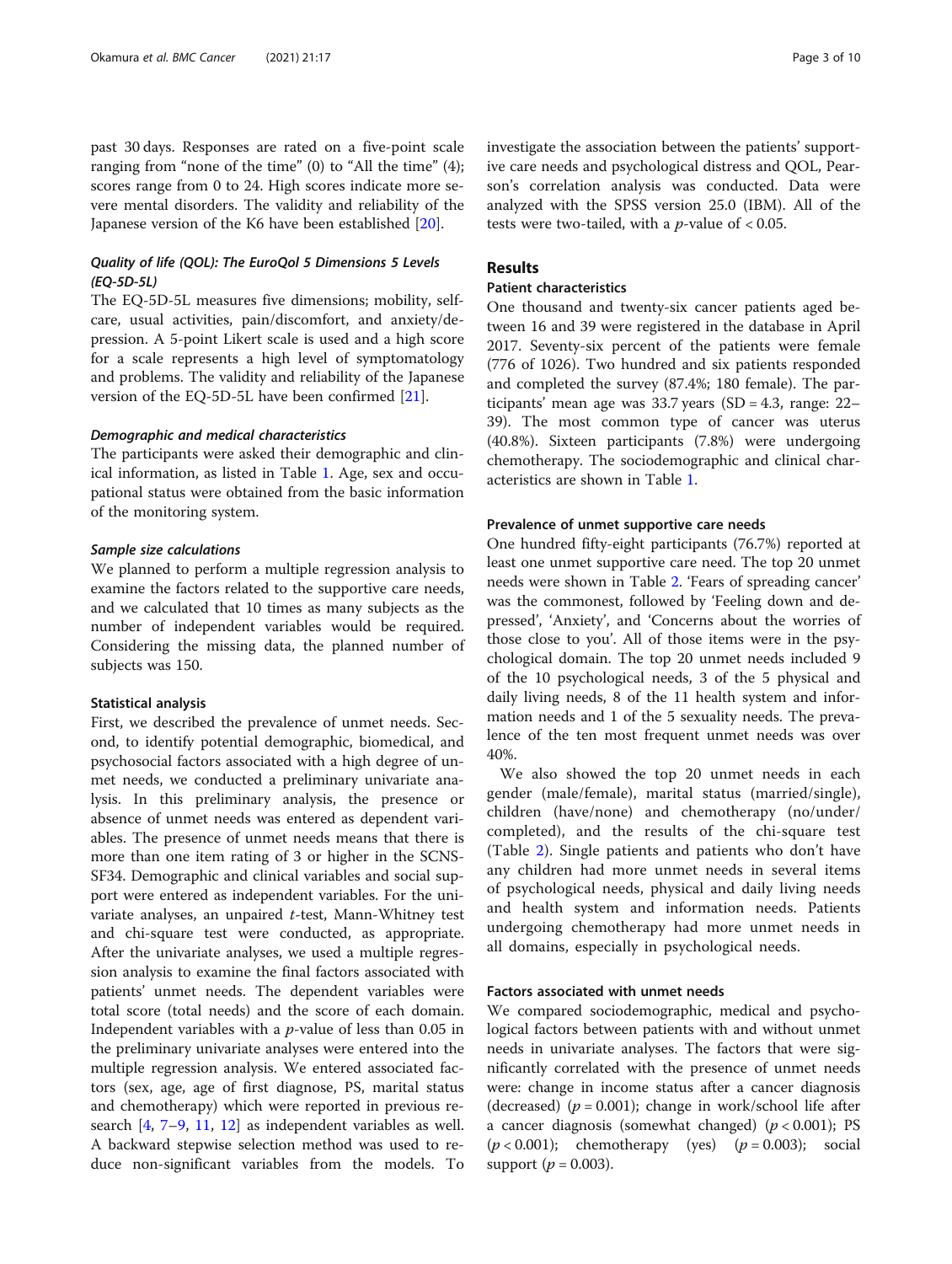past 30 days. Responses are rated on a five-point scale ranging from "none of the time" (0) to "All the time" (4); scores range from 0 to 24. High scores indicate more severe mental disorders. The validity and reliability of the Japanese version of the K6 have been established [20].

### Quality of life (QOL): The EuroQol 5 Dimensions 5 Levels (EQ-5D-5L)

The EQ-5D-5L measures five dimensions; mobility, self-care, usual activities, pain/discomfort, and anxiety/depression. A 5-point Likert scale is used and a high score for a scale represents a high level of symptomatology and problems. The validity and reliability of the Japanese version of the EQ-5D-5L have been confirmed [21].

### Demographic and medical characteristics

The participants were asked their demographic and clinical information, as listed in Table 1. Age, sex and occupational status were obtained from the basic information of the monitoring system.

### Sample size calculations

We planned to perform a multiple regression analysis to examine the factors related to the supportive care needs, and we calculated that 10 times as many subjects as the number of independent variables would be required. Considering the missing data, the planned number of subjects was 150.

### Statistical analysis

First, we described the prevalence of unmet needs. Second, to identify potential demographic, biomedical, and psychosocial factors associated with a high degree of unmet needs, we conducted a preliminary univariate analysis. In this preliminary analysis, the presence or absence of unmet needs was entered as dependent variables. The presence of unmet needs means that there is more than one item rating of 3 or higher in the SCNS-SF34. Demographic and clinical variables and social support were entered as independent variables. For the univariate analyses, an unpaired *t*-test, Mann-Whitney test and chi-square test were conducted, as appropriate. After the univariate analyses, we used a multiple regression analysis to examine the final factors associated with patients' unmet needs. The dependent variables were total score (total needs) and the score of each domain. Independent variables with a *p*-value of less than 0.05 in the preliminary univariate analyses were entered into the multiple regression analysis. We entered associated factors (sex, age, age of first diagnose, PS, marital status and chemotherapy) which were reported in previous research [4, 7–9, 11, 12] as independent variables as well. A backward stepwise selection method was used to reduce non-significant variables from the models. To investigate the association between the patients' supportive care needs and psychological distress and QOL, Pearson's correlation analysis was conducted. Data were analyzed with the SPSS version 25.0 (IBM). All of the tests were two-tailed, with a *p*-value of $< 0.05$.

## Results

### Patient characteristics

One thousand and twenty-six cancer patients aged between 16 and 39 were registered in the database in April 2017. Seventy-six percent of the patients were female (776 of 1026). Two hundred and six patients responded and completed the survey (87.4%; 180 female). The participants' mean age was 33.7 years (SD = 4.3, range: 22–39). The most common type of cancer was uterus (40.8%). Sixteen participants (7.8%) were undergoing chemotherapy. The sociodemographic and clinical characteristics are shown in Table 1.

### Prevalence of unmet supportive care needs

One hundred fifty-eight participants (76.7%) reported at least one unmet supportive care need. The top 20 unmet needs were shown in Table 2. 'Fears of spreading cancer' was the commonest, followed by 'Feeling down and depressed', 'Anxiety', and 'Concerns about the worries of those close to you'. All of those items were in the psychological domain. The top 20 unmet needs included 9 of the 10 psychological needs, 3 of the 5 physical and daily living needs, 8 of the 11 health system and information needs and 1 of the 5 sexuality needs. The prevalence of the ten most frequent unmet needs was over 40%.

We also showed the top 20 unmet needs in each gender (male/female), marital status (married/single), children (have/none) and chemotherapy (no/under/completed), and the results of the chi-square test (Table 2). Single patients and patients who don't have any children had more unmet needs in several items of psychological needs, physical and daily living needs and health system and information needs. Patients undergoing chemotherapy had more unmet needs in all domains, especially in psychological needs.

### Factors associated with unmet needs

We compared sociodemographic, medical and psychological factors between patients with and without unmet needs in univariate analyses. The factors that were significantly correlated with the presence of unmet needs were: change in income status after a cancer diagnosis (decreased) ($p = 0.001$); change in work/school life after a cancer diagnosis (somewhat changed) ($p < 0.001$); PS ($p < 0.001$); chemotherapy (yes) ($p = 0.003$); social support ($p = 0.003$).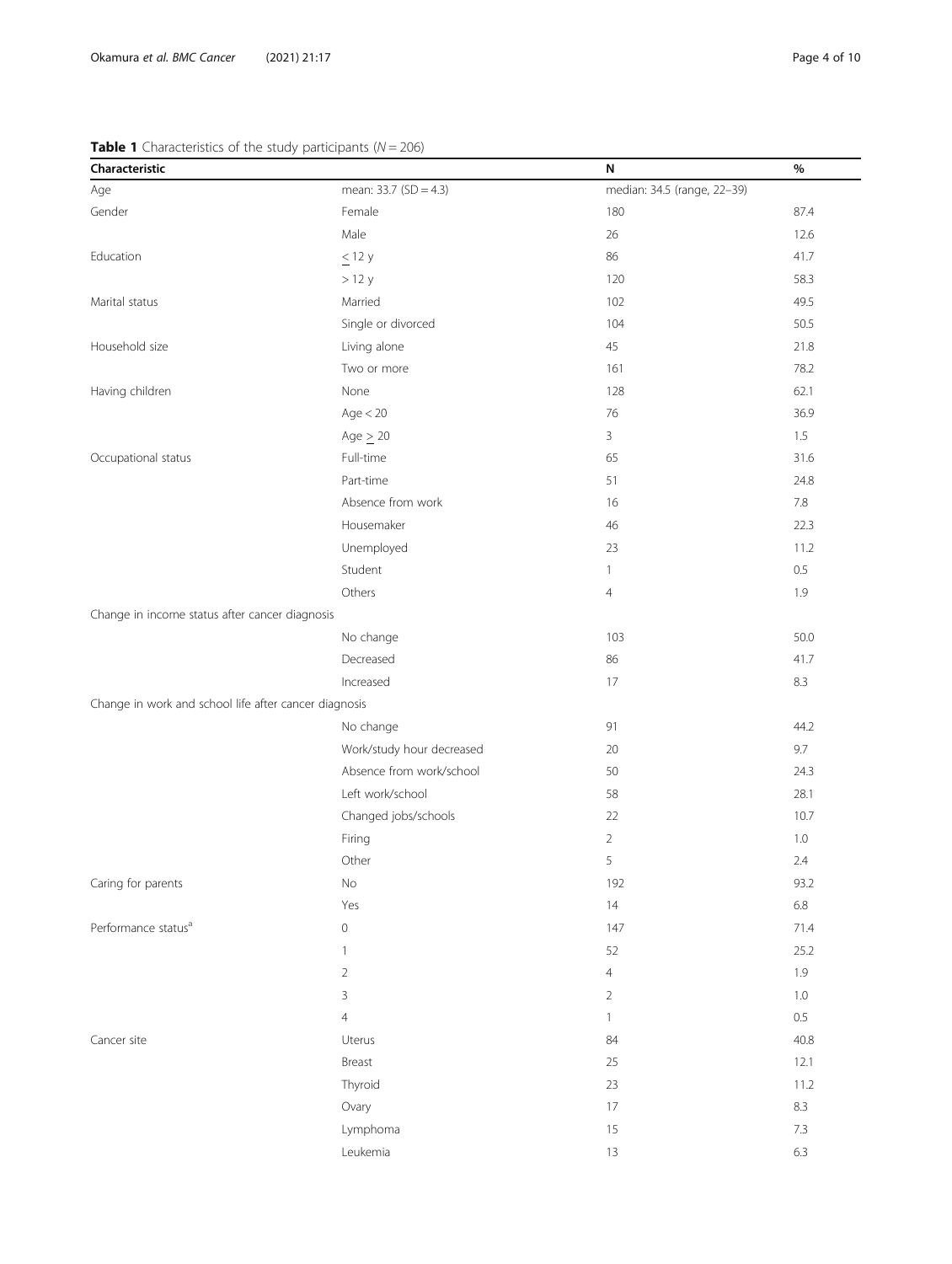**Table 1** Characteristics of the study participants ($N = 206$)

| Characteristic | | N | % |
|---|---|---|---|
| Age | mean: 33.7 (SD = 4.3) | median: 34.5 (range, 22–39) | |
| Gender | Female | 180 | 87.4 |
| | Male | 26 | 12.6 |
| Education | ≤ 12 y | 86 | 41.7 |
| | > 12 y | 120 | 58.3 |
| Marital status | Married | 102 | 49.5 |
| | Single or divorced | 104 | 50.5 |
| Household size | Living alone | 45 | 21.8 |
| | Two or more | 161 | 78.2 |
| Having children | None | 128 | 62.1 |
| | Age < 20 | 76 | 36.9 |
| | Age ≥ 20 | 3 | 1.5 |
| Occupational status | Full-time | 65 | 31.6 |
| | Part-time | 51 | 24.8 |
| | Absence from work | 16 | 7.8 |
| | Housemaker | 46 | 22.3 |
| | Unemployed | 23 | 11.2 |
| | Student | 1 | 0.5 |
| | Others | 4 | 1.9 |
| Change in income status after cancer diagnosis | | | |
| | No change | 103 | 50.0 |
| | Decreased | 86 | 41.7 |
| | Increased | 17 | 8.3 |
| Change in work and school life after cancer diagnosis | | | |
| | No change | 91 | 44.2 |
| | Work/study hour decreased | 20 | 9.7 |
| | Absence from work/school | 50 | 24.3 |
| | Left work/school | 58 | 28.1 |
| | Changed jobs/schools | 22 | 10.7 |
| | Firing | 2 | 1.0 |
| | Other | 5 | 2.4 |
| Caring for parents | No | 192 | 93.2 |
| | Yes | 14 | 6.8 |
| Performance status[a] | 0 | 147 | 71.4 |
| | 1 | 52 | 25.2 |
| | 2 | 4 | 1.9 |
| | 3 | 2 | 1.0 |
| | 4 | 1 | 0.5 |
| Cancer site | Uterus | 84 | 40.8 |
| | Breast | 25 | 12.1 |
| | Thyroid | 23 | 11.2 |
| | Ovary | 17 | 8.3 |
| | Lymphoma | 15 | 7.3 |
| | Leukemia | 13 | 6.3 |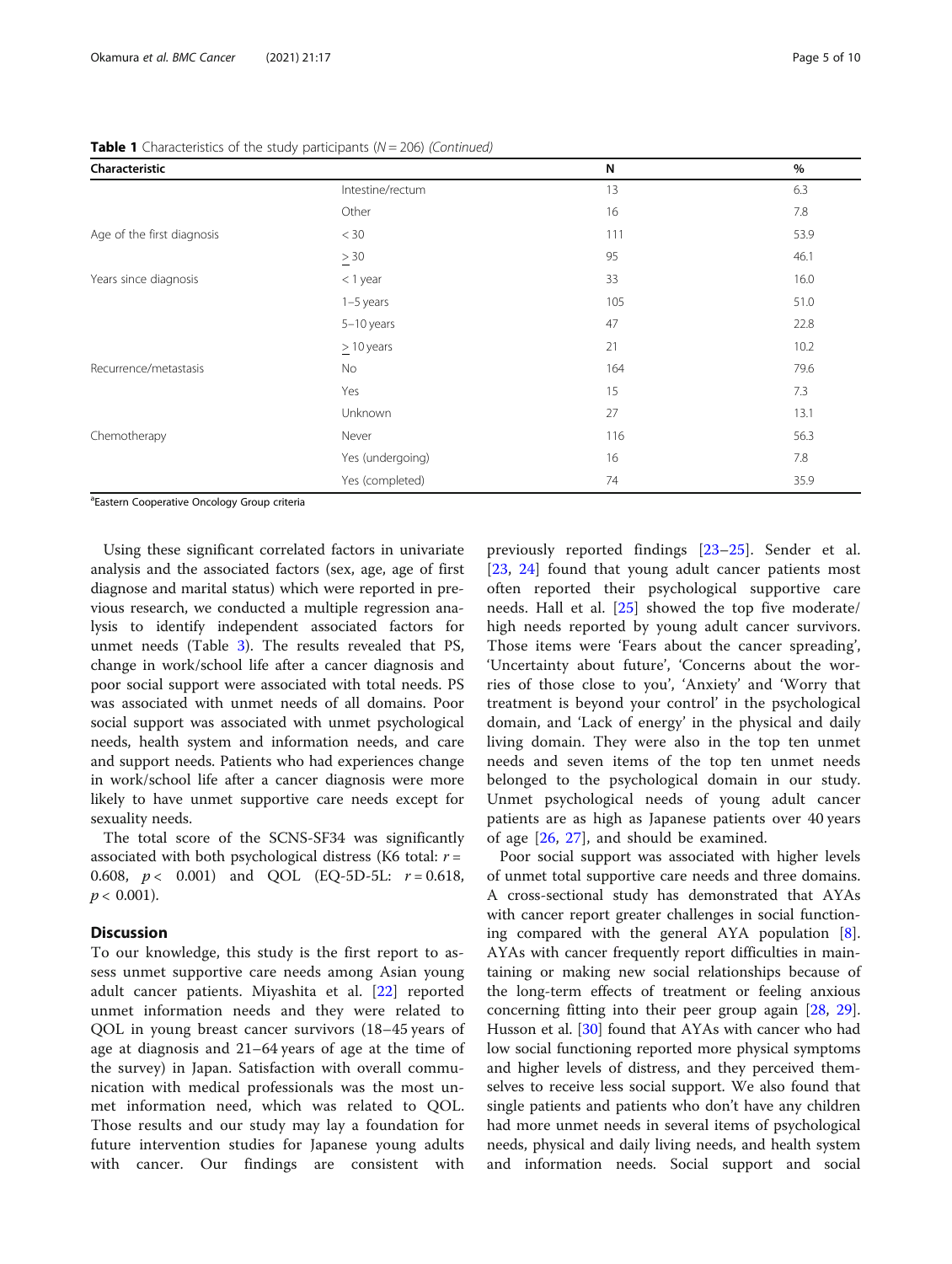**Table 1** Characteristics of the study participants ($N = 206$) *(Continued)*

| Characteristic | | N | % |
|---|---|---|---|
| | Intestine/rectum | 13 | 6.3 |
| | Other | 16 | 7.8 |
| Age of the first diagnosis | < 30 | 111 | 53.9 |
| | ≥ 30 | 95 | 46.1 |
| Years since diagnosis | < 1 year | 33 | 16.0 |
| | 1–5 years | 105 | 51.0 |
| | 5–10 years | 47 | 22.8 |
| | ≥ 10 years | 21 | 10.2 |
| Recurrence/metastasis | No | 164 | 79.6 |
| | Yes | 15 | 7.3 |
| | Unknown | 27 | 13.1 |
| Chemotherapy | Never | 116 | 56.3 |
| | Yes (undergoing) | 16 | 7.8 |
| | Yes (completed) | 74 | 35.9 |

[a]Eastern Cooperative Oncology Group criteria

Using these significant correlated factors in univariate analysis and the associated factors (sex, age, age of first diagnose and marital status) which were reported in previous research, we conducted a multiple regression analysis to identify independent associated factors for unmet needs (Table 3). The results revealed that PS, change in work/school life after a cancer diagnosis and poor social support were associated with total needs. PS was associated with unmet needs of all domains. Poor social support was associated with unmet psychological needs, health system and information needs, and care and support needs. Patients who had experiences change in work/school life after a cancer diagnosis were more likely to have unmet supportive care needs except for sexuality needs.

The total score of the SCNS-SF34 was significantly associated with both psychological distress (K6 total: $r = 0.608$, $p < 0.001$) and QOL (EQ-5D-5L: $r = 0.618$, $p < 0.001$).

## Discussion

To our knowledge, this study is the first report to assess unmet supportive care needs among Asian young adult cancer patients. Miyashita et al. [22] reported unmet information needs and they were related to QOL in young breast cancer survivors (18–45 years of age at diagnosis and 21–64 years of age at the time of the survey) in Japan. Satisfaction with overall communication with medical professionals was the most unmet information need, which was related to QOL. Those results and our study may lay a foundation for future intervention studies for Japanese young adults with cancer. Our findings are consistent with previously reported findings [23–25]. Sender et al. [23, 24] found that young adult cancer patients most often reported their psychological supportive care needs. Hall et al. [25] showed the top five moderate/high needs reported by young adult cancer survivors. Those items were 'Fears about the cancer spreading', 'Uncertainty about future', 'Concerns about the worries of those close to you', 'Anxiety' and 'Worry that treatment is beyond your control' in the psychological domain, and 'Lack of energy' in the physical and daily living domain. They were also in the top ten unmet needs and seven items of the top ten unmet needs belonged to the psychological domain in our study. Unmet psychological needs of young adult cancer patients are as high as Japanese patients over 40 years of age [26, 27], and should be examined.

Poor social support was associated with higher levels of unmet total supportive care needs and three domains. A cross-sectional study has demonstrated that AYAs with cancer report greater challenges in social functioning compared with the general AYA population [8]. AYAs with cancer frequently report difficulties in maintaining or making new social relationships because of the long-term effects of treatment or feeling anxious concerning fitting into their peer group again [28, 29]. Husson et al. [30] found that AYAs with cancer who had low social functioning reported more physical symptoms and higher levels of distress, and they perceived themselves to receive less social support. We also found that single patients and patients who don't have any children had more unmet needs in several items of psychological needs, physical and daily living needs, and health system and information needs. Social support and social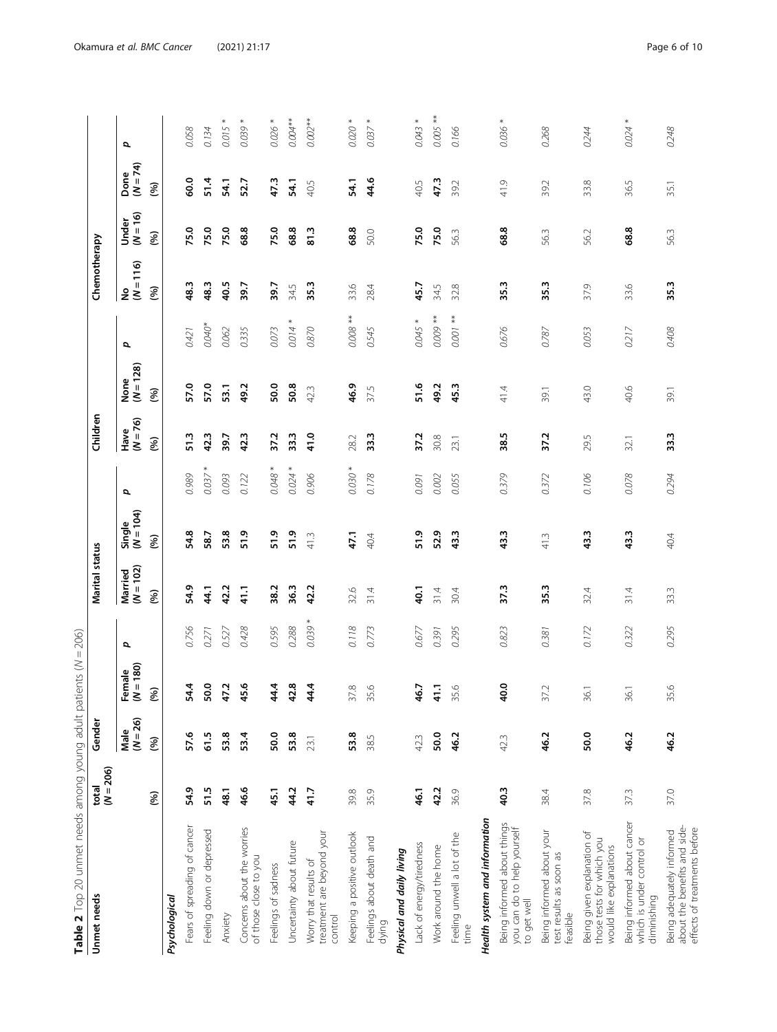**Table 2** Top 20 unmet needs among young adult patients (N = 206)

| Unmet needs | total (N = 206) | Gender | | | Marital status | | | Children | | | Chemotherapy | | | |
|---|---|---|---|---|---|---|---|---|---|---|---|---|---|---|
| | | Male (N = 26) | Female (N = 180) | p | Married (N = 102) | Single (N = 104) | p | Have (N = 76) | None (N = 128) | p | No (N = 116) | Under (N = 16) | Done (N = 74) | p |
| | (%) | (%) | (%) | | (%) | (%) | | (%) | (%) | | (%) | (%) | (%) | |
| ***Psychological*** | | | | | | | | | | | | | | |
| Fears of spreading of cancer | **54.9** | **57.6** | **54.4** | *0.756* | **54.9** | **54.8** | *0.989* | **51.3** | **57.0** | *0.421* | **48.3** | **75.0** | **60.0** | *0.058* |
| Feeling down or depressed | **51.5** | **61.5** | **50.0** | *0.271* | **44.1** | **58.7** | *0.037 ** | **42.3** | **57.0** | *0.040** | **48.3** | **75.0** | **51.4** | *0.134* |
| Anxiety | **48.1** | **53.8** | **47.2** | *0.527* | **42.2** | **53.8** | *0.093* | **39.7** | **53.1** | *0.062* | **40.5** | **75.0** | **54.1** | *0.015 ** |
| Concerns about the worries of those close to you | **46.6** | **53.4** | **45.6** | *0.428* | **41.1** | **51.9** | *0.122* | **42.3** | **49.2** | *0.335* | **39.7** | **68.8** | **52.7** | *0.039 ** |
| Feelings of sadness | **45.1** | **50.0** | **44.4** | *0.595* | **38.2** | **51.9** | *0.048 ** | **37.2** | **50.0** | *0.073* | **39.7** | **75.0** | **47.3** | *0.026 ** |
| Uncertainty about future | **44.2** | **53.8** | **42.8** | *0.288* | **36.3** | **51.9** | *0.024 ** | **33.3** | **50.8** | *0.014 ** | 34.5 | **68.8** | **54.1** | *0.004*** |
| Worry that results of treatment are beyond your control | **41.7** | 23.1 | **44.4** | *0.039 ** | **42.2** | 41.3 | *0.906* | **41.0** | 42.3 | *0.870* | **35.3** | **81.3** | 40.5 | *0.002*** |
| Keeping a positive outlook | 39.8 | **53.8** | 37.8 | *0.118* | 32.6 | **47.1** | *0.030 ** | 28.2 | **46.9** | *0.008 *** | 33.6 | **68.8** | **54.1** | *0.020 ** |
| Feelings about death and dying | 35.9 | 38.5 | 35.6 | *0.773* | 31.4 | 40.4 | *0.178* | **33.3** | 37.5 | *0.545* | 28.4 | 50.0 | **44.6** | *0.037 ** |
| ***Physical and daily living*** | | | | | | | | | | | | | | |
| Lack of energy/tiredness | **46.1** | 42.3 | **46.7** | *0.677* | **40.1** | **51.9** | *0.091* | **37.2** | **51.6** | *0.045 ** | **45.7** | **75.0** | 40.5 | *0.043 ** |
| Work around the home | **42.2** | **50.0** | 41.1 | *0.391* | 31.4 | **52.9** | *0.002* | 30.8 | **49.2** | *0.009 *** | 34.5 | **75.0** | **47.3** | *0.005 *** |
| Feeling unwell a lot of the time | 36.9 | **46.2** | 35.6 | *0.295* | 30.4 | **43.3** | *0.055* | 23.1 | **45.3** | *0.001 *** | 32.8 | 56.3 | 39.2 | *0.166* |
| ***Health system and information*** | | | | | | | | | | | | | | |
| Being informed about things you can do to help yourself to get well | **40.3** | 42.3 | **40.0** | *0.823* | **37.3** | **43.3** | *0.379* | **38.5** | 41.4 | *0.676* | **35.3** | **68.8** | 41.9 | *0.036 ** |
| Being informed about your test results as soon as feasible | 38.4 | **46.2** | 37.2 | *0.381* | **35.3** | 41.3 | *0.372* | **37.2** | 39.1 | *0.787* | **35.3** | 56.3 | 39.2 | *0.268* |
| Being given explanation of those tests for which you would like explanations | 37.8 | **50.0** | 36.1 | *0.172* | 32.4 | **43.3** | *0.106* | 29.5 | 43.0 | *0.053* | 37.9 | 56.2 | 33.8 | *0.244* |
| Being informed about cancer which is under control or diminishing | 37.3 | **46.2** | 36.1 | *0.322* | 31.4 | **43.3** | *0.078* | 32.1 | 40.6 | *0.217* | 33.6 | **68.8** | 36.5 | *0.024 ** |
| Being adequately informed about the benefits and side-effects of treatments before | 37.0 | **46.2** | 35.6 | *0.295* | 33.3 | 40.4 | *0.294* | **33.3** | 39.1 | *0.408* | **35.3** | 56.3 | 35.1 | *0.248* |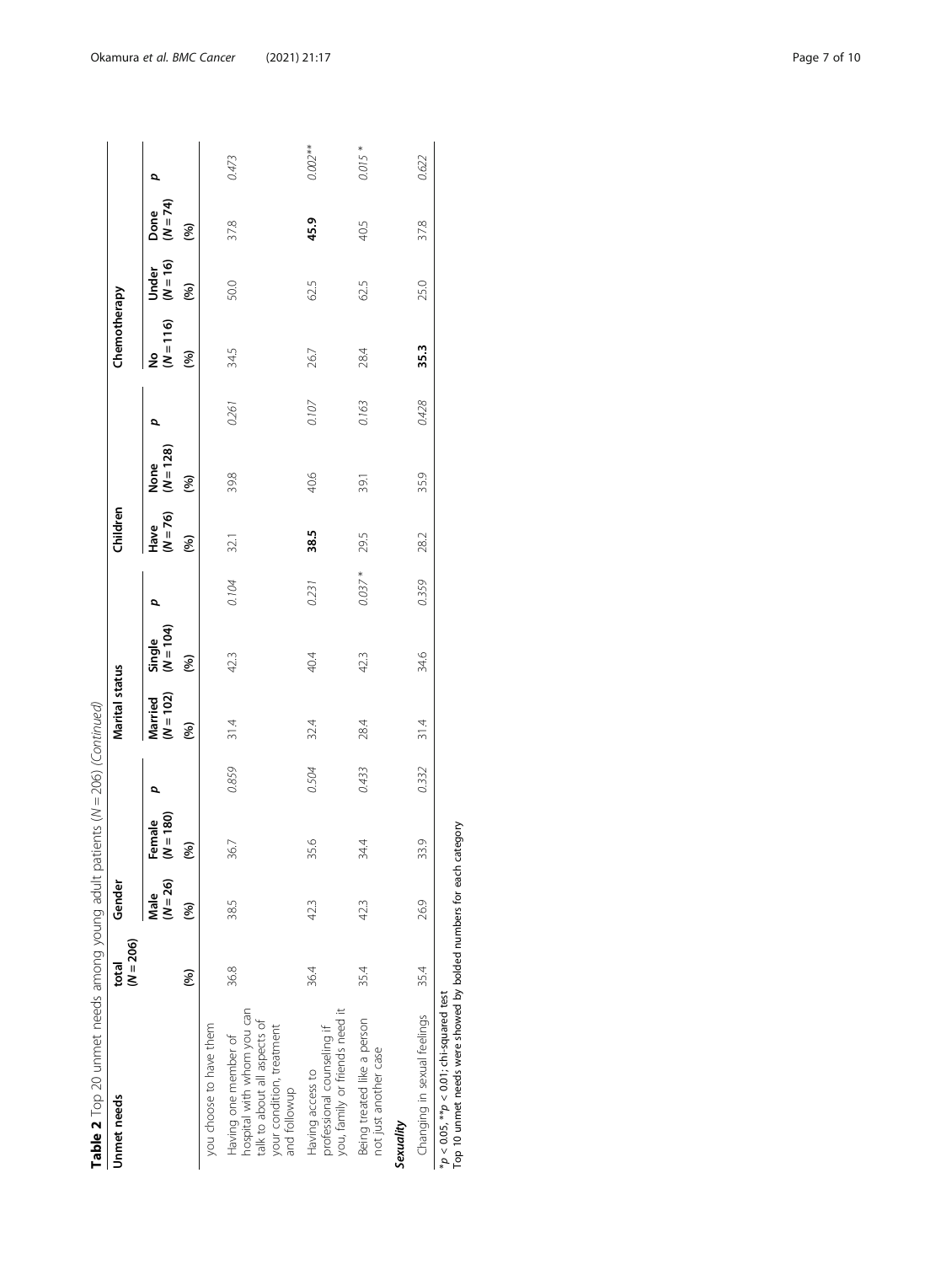**Table 2** Top 20 unmet needs among young adult patients (N = 206) *(Continued)*

| Unmet needs | total (N = 206) | Gender | | | Marital status | | | Children | | | Chemotherapy | | | |
|---|---|---|---|---|---|---|---|---|---|---|---|---|---|---|
| | | Male (N = 26) | Female (N = 180) | p | Married (N = 102) | Single (N = 104) | p | Have (N = 76) | None (N = 128) | p | No (N = 116) | Under (N = 16) | Done (N = 74) | p |
| | (%) | (%) | (%) | | (%) | (%) | | (%) | (%) | | (%) | (%) | (%) | |
| you choose to have them | | | | | | | | | | | | | | |
| Having one member of hospital with whom you can talk to about all aspects of your condition, treatment and followup | 36.8 | 38.5 | 36.7 | *0.859* | 31.4 | 42.3 | *0.104* | 32.1 | 39.8 | *0.261* | 34.5 | 50.0 | 37.8 | *0.473* |
| Having access to professional counseling if you, family or friends need it | 36.4 | 42.3 | 35.6 | *0.504* | 32.4 | 40.4 | *0.231* | **38.5** | 40.6 | *0.107* | 26.7 | 62.5 | **45.9** | *0.002*** |
| Being treated like a person not just another case | 35.4 | 42.3 | 34.4 | *0.433* | 28.4 | 42.3 | *0.037** | 29.5 | 39.1 | *0.163* | 28.4 | 62.5 | 40.5 | *0.015** |
| ***Sexuality*** | | | | | | | | | | | | | | |
| Changing in sexual feelings | 35.4 | 26.9 | 33.9 | *0.332* | 31.4 | 34.6 | *0.359* | 28.2 | 35.9 | *0.428* | **35.3** | 25.0 | 37.8 | *0.622* |

$^{*}p < 0.05$, $^{**}p < 0.01$; chi-squared test
Top 10 unmet needs were showed by bolded numbers for each category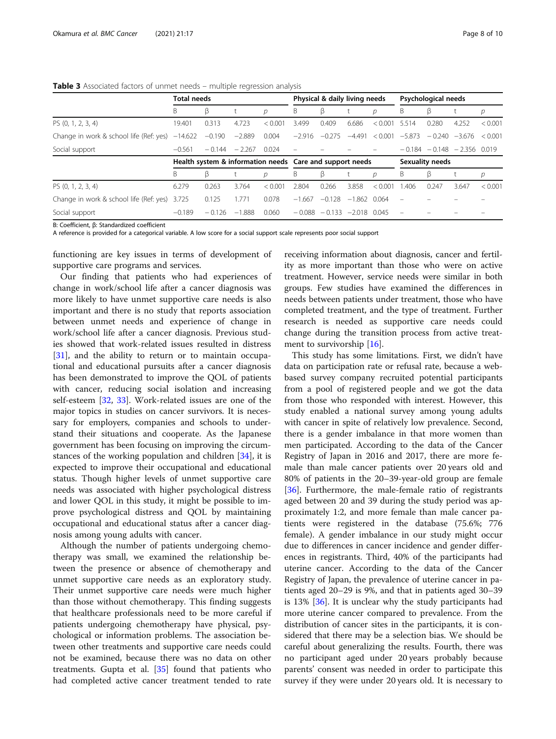**Table 3** Associated factors of unmet needs – multiple regression analysis

| | Total needs | | | | Physical & daily living needs | | | | Psychological needs | | | |
|---|---|---|---|---|---|---|---|---|---|---|---|---|
| | B | β | t | p | B | β | t | p | B | β | t | p |
| PS (0, 1, 2, 3, 4) | 19.401 | 0.313 | 4.723 | < 0.001 | 3.499 | 0.409 | 6.686 | < 0.001 | 5.514 | 0.280 | 4.252 | < 0.001 |
| Change in work & school life (Ref: yes) | −14.622 | −0.190 | −2.889 | 0.004 | −2.916 | −0.275 | −4.491 | < 0.001 | −5.873 | − 0.240 | −3.676 | < 0.001 |
| Social support | −0.561 | − 0.144 | − 2.267 | 0.024 | – | – | – | – | − 0.184 | − 0.148 | − 2.356 | 0.019 |
| | **Health system & information needs** | | | | **Care and support needs** | | | | **Sexuality needs** | | | |
| | B | β | t | p | B | β | t | p | B | β | t | p |
| PS (0, 1, 2, 3, 4) | 6.279 | 0.263 | 3.764 | < 0.001 | 2.804 | 0.266 | 3.858 | < 0.001 | 1.406 | 0.247 | 3.647 | < 0.001 |
| Change in work & school life (Ref: yes) | 3.725 | 0.125 | 1.771 | 0.078 | −1.667 | −0.128 | −1.862 | 0.064 | – | – | – | – |
| Social support | −0.189 | − 0.126 | −1.888 | 0.060 | − 0.088 | − 0.133 | −2.018 | 0.045 | – | – | – | – |

B: Coefficient, β: Standardized coefficient
A reference is provided for a categorical variable. A low score for a social support scale represents poor social support

functioning are key issues in terms of development of supportive care programs and services.

Our finding that patients who had experiences of change in work/school life after a cancer diagnosis was more likely to have unmet supportive care needs is also important and there is no study that reports association between unmet needs and experience of change in work/school life after a cancer diagnosis. Previous studies showed that work-related issues resulted in distress [31], and the ability to return or to maintain occupational and educational pursuits after a cancer diagnosis has been demonstrated to improve the QOL of patients with cancer, reducing social isolation and increasing self-esteem [32, 33]. Work-related issues are one of the major topics in studies on cancer survivors. It is necessary for employers, companies and schools to understand their situations and cooperate. As the Japanese government has been focusing on improving the circumstances of the working population and children [34], it is expected to improve their occupational and educational status. Though higher levels of unmet supportive care needs was associated with higher psychological distress and lower QOL in this study, it might be possible to improve psychological distress and QOL by maintaining occupational and educational status after a cancer diagnosis among young adults with cancer.

Although the number of patients undergoing chemotherapy was small, we examined the relationship between the presence or absence of chemotherapy and unmet supportive care needs as an exploratory study. Their unmet supportive care needs were much higher than those without chemotherapy. This finding suggests that healthcare professionals need to be more careful if patients undergoing chemotherapy have physical, psychological or information problems. The association between other treatments and supportive care needs could not be examined, because there was no data on other treatments. Gupta et al. [35] found that patients who had completed active cancer treatment tended to rate receiving information about diagnosis, cancer and fertility as more important than those who were on active treatment. However, service needs were similar in both groups. Few studies have examined the differences in needs between patients under treatment, those who have completed treatment, and the type of treatment. Further research is needed as supportive care needs could change during the transition process from active treatment to survivorship [16].

This study has some limitations. First, we didn't have data on participation rate or refusal rate, because a web-based survey company recruited potential participants from a pool of registered people and we got the data from those who responded with interest. However, this study enabled a national survey among young adults with cancer in spite of relatively low prevalence. Second, there is a gender imbalance in that more women than men participated. According to the data of the Cancer Registry of Japan in 2016 and 2017, there are more female than male cancer patients over 20 years old and 80% of patients in the 20–39-year-old group are female [36]. Furthermore, the male-female ratio of registrants aged between 20 and 39 during the study period was approximately 1:2, and more female than male cancer patients were registered in the database (75.6%; 776 female). A gender imbalance in our study might occur due to differences in cancer incidence and gender differences in registrants. Third, 40% of the participants had uterine cancer. According to the data of the Cancer Registry of Japan, the prevalence of uterine cancer in patients aged 20–29 is 9%, and that in patients aged 30–39 is 13% [36]. It is unclear why the study participants had more uterine cancer compared to prevalence. From the distribution of cancer sites in the participants, it is considered that there may be a selection bias. We should be careful about generalizing the results. Fourth, there was no participant aged under 20 years probably because parents' consent was needed in order to participate this survey if they were under 20 years old. It is necessary to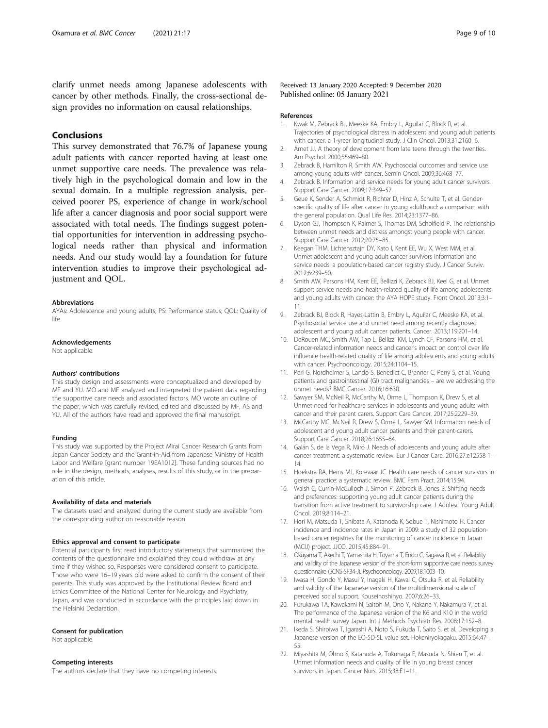clarify unmet needs among Japanese adolescents with cancer by other methods. Finally, the cross-sectional design provides no information on causal relationships.

## Conclusions

This survey demonstrated that 76.7% of Japanese young adult patients with cancer reported having at least one unmet supportive care needs. The prevalence was relatively high in the psychological domain and low in the sexual domain. In a multiple regression analysis, perceived poorer PS, experience of change in work/school life after a cancer diagnosis and poor social support were associated with total needs. The findings suggest potential opportunities for intervention in addressing psychological needs rather than physical and information needs. And our study would lay a foundation for future intervention studies to improve their psychological adjustment and QOL.

#### Abbreviations

AYAs: Adolescence and young adults; PS: Performance status; QOL: Quality of life

#### Acknowledgements

Not applicable.

#### Authors' contributions

This study design and assessments were conceptualized and developed by MF and YU. MO and MF analyzed and interpreted the patient data regarding the supportive care needs and associated factors. MO wrote an outline of the paper, which was carefully revised, edited and discussed by MF, AS and YU. All of the authors have read and approved the final manuscript.

#### Funding

This study was supported by the Project Mirai Cancer Research Grants from Japan Cancer Society and the Grant-in-Aid from Japanese Ministry of Health Labor and Welfare [grant number 19EA1012]. These funding sources had no role in the design, methods, analyses, results of this study, or in the preparation of this article.

#### Availability of data and materials

The datasets used and analyzed during the current study are available from the corresponding author on reasonable reason.

#### Ethics approval and consent to participate

Potential participants first read introductory statements that summarized the contents of the questionnaire and explained they could withdraw at any time if they wished so. Responses were considered consent to participate. Those who were 16–19 years old were asked to confirm the consent of their parents. This study was approved by the Institutional Review Board and Ethics Committee of the National Center for Neurology and Psychiatry, Japan, and was conducted in accordance with the principles laid down in the Helsinki Declaration.

#### Consent for publication

Not applicable.

#### Competing interests

The authors declare that they have no competing interests.

Received: 13 January 2020 Accepted: 9 December 2020
Published online: 05 January 2021

#### References

1. Kwak M, Zebrack BJ, Meeske KA, Embry L, Aguilar C, Block R, et al. Trajectories of psychological distress in adolescent and young adult patients with cancer: a 1-yrear longitudinal study. J Clin Oncol. 2013;31:2160–6.
2. Arnet JJ. A theory of development from late teens through the twenties. Am Psychol. 2000;55:469–80.
3. Zebrack B, Hamilton R, Smith AW. Psychosocial outcomes and service use among young adults with cancer. Semin Oncol. 2009;36:468–77.
4. Zebrack B. Information and service needs for young adult cancer survivors. Support Care Cancer. 2009;17:349–57.
5. Geue K, Sender A, Schmidt R, Richter D, Hinz A, Schulte T, et al. Gender-specific quality of life after cancer in young adulthood: a comparison with the general population. Qual Life Res. 2014;23:1377–86.
6. Dyson GJ, Thompson K, Palmer S, Thomas DM, Scholfield P. The relationship between unmet needs and distress amongst young people with cancer. Support Care Cancer. 2012;20:75–85.
7. Keegan THM, Lichtensztajn DY, Kato I, Kent EE, Wu X, West MM, et al. Unmet adolescent and young adult cancer survivors information and service needs: a population-based cancer registry study. J Cancer Surviv. 2012;6:239–50.
8. Smith AW, Parsons HM, Kent EE, Bellizzi K, Zebrack BJ, Keel G, et al. Unmet support service needs and health-related quality of life among adolescents and young adults with cancer: the AYA HOPE study. Front Oncol. 2013;3:1–11.
9. Zebrack BJ, Block R, Hayes-Lattin B, Embry L, Aguilar C, Meeske KA, et al. Psychosocial service use and unmet need among recently diagnosed adolescent and young adult cancer patients. Cancer. 2013;119:201–14.
10. DeRouen MC, Smith AW, Tap L, Bellizzi KM, Lynch CF, Parsons HM, et al. Cancer-related information needs and cancer's impact on control over life influence health-related quality of life among adolescents and young adults with cancer. Psychooncology. 2015;24:1104–15.
11. Perl G, Nordheimer S, Lando S, Benedict C, Brenner C, Perry S, et al. Young patients and gastrointestinal (GI) tract malignancies – are we addressing the unmet needs? BMC Cancer. 2016;16:630.
12. Sawyer SM, McNeil R, McCarthy M, Orme L, Thompson K, Drew S, et al. Unmet need for healthcare services in adolescents and young adults with cancer and their parent carers. Support Care Cancer. 2017;25:2229–39.
13. McCarthy MC, McNeil R, Drew S, Orme L, Sawyer SM. Information needs of adolescent and young adult cancer patients and their parent-carers. Support Care Cancer. 2018;26:1655–64.
14. Galán S, de la Vega R, Miró J. Needs of adolescents and young adults after cancer treatment: a systematic review. Eur J Cancer Care. 2016;27:e12558 1–14.
15. Hoekstra RA, Heins MJ, Korevaar JC. Health care needs of cancer survivors in general practice: a systematic review. BMC Fam Pract. 2014;15:94.
16. Walsh C, Currin-McCulloch J, Simon P, Zebrack B, Jones B. Shifting needs and preferences: supporting young adult cancer patients during the transition from active treatment to survivorship care. J Adolesc Young Adult Oncol. 2019;8:114–21.
17. Hori M, Matsuda T, Shibata A, Katanoda K, Sobue T, Nishimoto H. Cancer incidence and incidence rates in Japan in 2009: a study of 32 population-based cancer registries for the monitoring of cancer incidence in Japan (MCIJ) project. JJCO. 2015;45:884–91.
18. Okuyama T, Akechi T, Yamashita H, Toyama T, Endo C, Sagawa R, et al. Reliability and validity of the Japanese version of the short-form supportive care needs survey questionnaire (SCNS-SF34-J). Psychooncology. 2009;18:1003–10.
19. Iwasa H, Gondo Y, Masui Y, Inagaki H, Kawai C, Otsuka R, et al. Reliability and validity of the Japanese version of the multidimensional scale of perceived social support. Kouseinoshihyo. 2007;6:26–33.
20. Furukawa TA, Kawakami N, Saitoh M, Ono Y, Nakane Y, Nakamura Y, et al. The performance of the Japanese version of the K6 and K10 in the world mental health survey Japan. Int J Methods Psychiatr Res. 2008;17:152–8.
21. Ikeda S, Shiroiwa T, Igarashi A, Noto S, Fukuda T, Saito S, et al. Developing a Japanese version of the EQ-5D-5L value set. Hokeniryokagaku. 2015;64:47–55.
22. Miyashita M, Ohno S, Katanoda A, Tokunaga E, Masuda N, Shien T, et al. Unmet information needs and quality of life in young breast cancer survivors in Japan. Cancer Nurs. 2015;38:E1–11.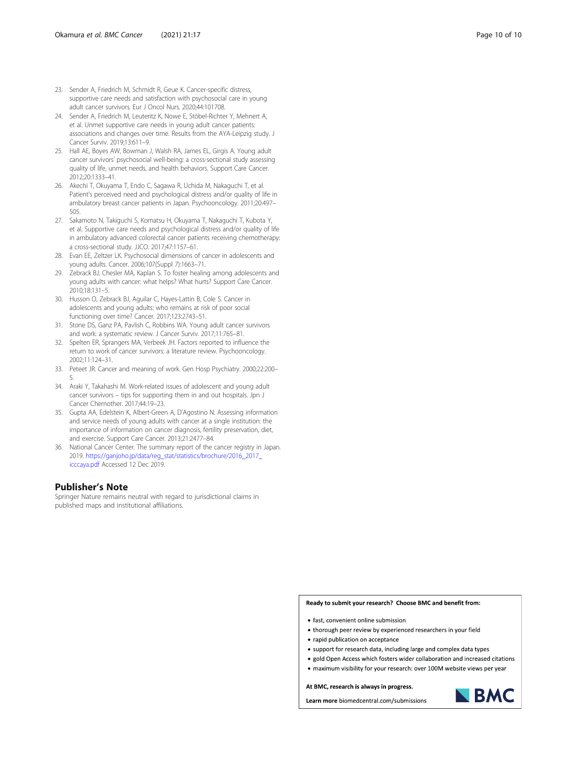23. Sender A, Friedrich M, Schmidt R, Geue K. Cancer-specific distress, supportive care needs and satisfaction with psychosocial care in young adult cancer survivors. Eur J Oncol Nurs. 2020;44:101708.
24. Sender A, Friedrich M, Leuteritz K, Nowe E, Stöbel-Richter Y, Mehnert A, et al. Unmet supportive care needs in young adult cancer patients: associations and changes over time. Results from the AYA-Leipzig study. J Cancer Surviv. 2019;13:611–9.
25. Hall AE, Boyes AW, Bowman J, Walsh RA, James EL, Girgis A. Young adult cancer survivors' psychosocial well-being: a cross-sectional study assessing quality of life, unmet needs, and health behaviors. Support Care Cancer. 2012;20:1333–41.
26. Akechi T, Okuyama T, Endo C, Sagawa R, Uchida M, Nakaguchi T, et al. Patient's perceived need and psychological distress and/or quality of life in ambulatory breast cancer patients in Japan. Psychooncology. 2011;20:497–505.
27. Sakamoto N, Takiguchi S, Komatsu H, Okuyama T, Nakaguchi T, Kubota Y, et al. Supportive care needs and psychological distress and/or quality of life in ambulatory advanced colorectal cancer patients receiving chemotherapy: a cross-sectional study. JJCO. 2017;47:1157–61.
28. Evan EE, Zeltzer LK. Psychosocial dimensions of cancer in adolescents and young adults. Cancer. 2006;107(Suppl 7):1663–71.
29. Zebrack BJ, Chesler MA, Kaplan S. To foster healing among adolescents and young adults with cancer: what helps? What hurts? Support Care Cancer. 2010;18:131–5.
30. Husson O, Zebrack BJ, Aguilar C, Hayes-Lattin B, Cole S. Cancer in adolescents and young adults: who remains at risk of poor social functioning over time? Cancer. 2017;123:2743–51.
31. Stone DS, Ganz PA, Pavlish C, Robbins WA. Young adult cancer survivors and work: a systematic review. J Cancer Surviv. 2017;11:765–81.
32. Spelten ER, Sprangers MA, Verbeek JH. Factors reported to influence the return to work of cancer survivors: a literature review. Psychooncology. 2002;11:124–31.
33. Peteet JR. Cancer and meaning of work. Gen Hosp Psychiatry. 2000;22:200–5.
34. Araki Y, Takahashi M. Work-related issues of adolescent and young adult cancer survivors – tips for supporting them in and out hospitals. Jpn J Cancer Chemother. 2017;44:19–23.
35. Gupta AA, Edelstein K, Albert-Green A, D'Agostino N. Assessing information and service needs of young adults with cancer at a single institution: the importance of information on cancer diagnosis, fertility preservation, diet, and exercise. Support Care Cancer. 2013;21:2477–84.
36. National Cancer Center. The summary report of the cancer registry in Japan. 2019. https://ganjoho.jp/data/reg_stat/statistics/brochure/2016_2017_icccaya.pdf Accessed 12 Dec 2019.

## Publisher's Note

Springer Nature remains neutral with regard to jurisdictional claims in published maps and institutional affiliations.

**Ready to submit your research? Choose BMC and benefit from:**

- fast, convenient online submission
- thorough peer review by experienced researchers in your field
- rapid publication on acceptance
- support for research data, including large and complex data types
- gold Open Access which fosters wider collaboration and increased citations
- maximum visibility for your research: over 100M website views per year

**At BMC, research is always in progress.**

**Learn more** biomedcentral.com/submissions